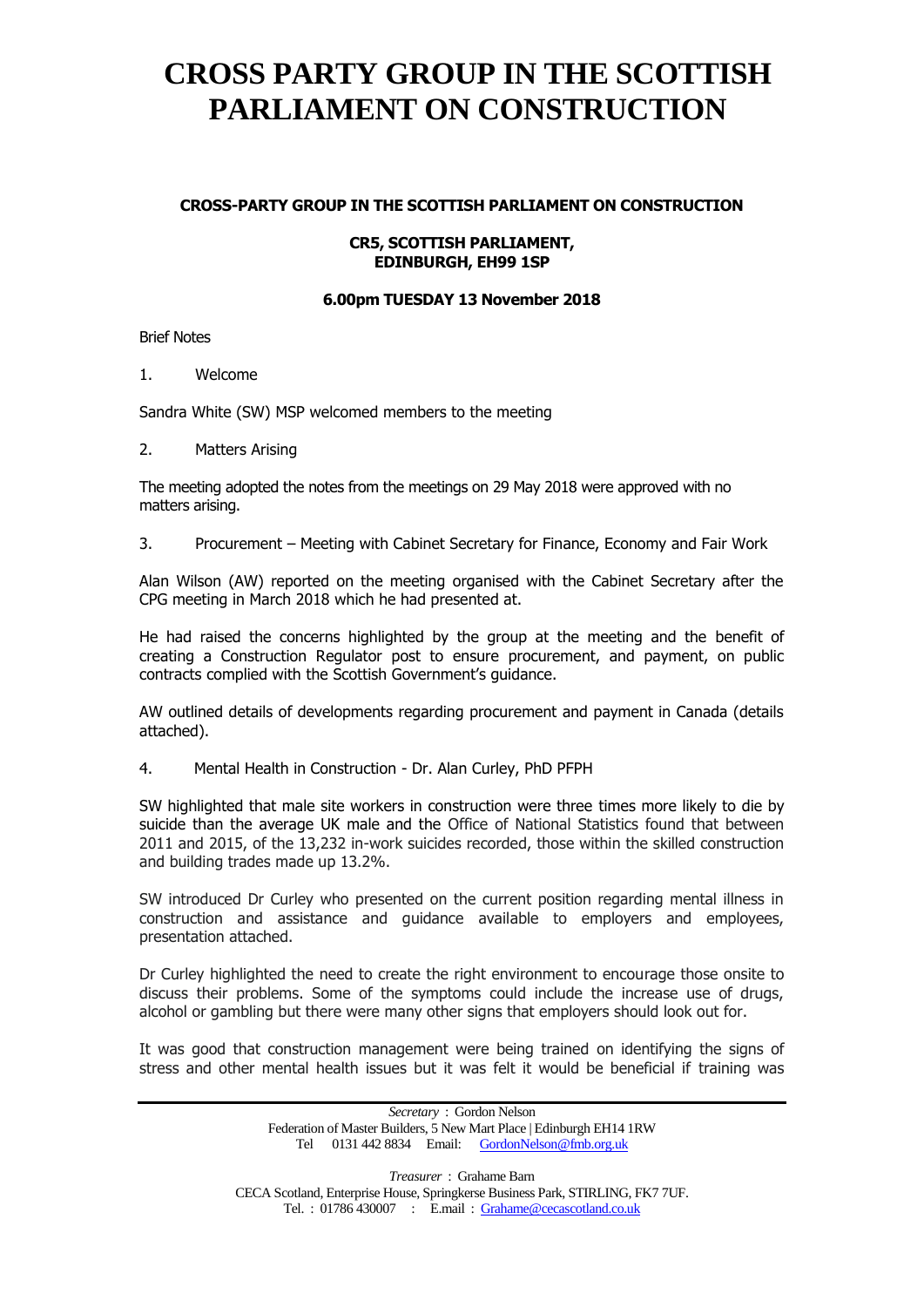# CROSS PARTY GROUP IN THE SCOTTISH PARLIAMENT ON CONSTRUCTION

**CROSS-PARTY GROUP IN THE SCOTTISH PARLIAMENT ON CONSTRUCTION**

**CR5, SCOTTISH PARLIAMENT,**
**EDINBURGH, EH99 1SP**

**6.00pm TUESDAY 13 November 2018**

Brief Notes

1. Welcome

Sandra White (SW) MSP welcomed members to the meeting

2. Matters Arising

The meeting adopted the notes from the meetings on 29 May 2018 were approved with no matters arising.

3. Procurement – Meeting with Cabinet Secretary for Finance, Economy and Fair Work

Alan Wilson (AW) reported on the meeting organised with the Cabinet Secretary after the CPG meeting in March 2018 which he had presented at.

He had raised the concerns highlighted by the group at the meeting and the benefit of creating a Construction Regulator post to ensure procurement, and payment, on public contracts complied with the Scottish Government's guidance.

AW outlined details of developments regarding procurement and payment in Canada (details attached).

4. Mental Health in Construction - Dr. Alan Curley, PhD PFPH

SW highlighted that male site workers in construction were three times more likely to die by suicide than the average UK male and the Office of National Statistics found that between 2011 and 2015, of the 13,232 in-work suicides recorded, those within the skilled construction and building trades made up 13.2%.

SW introduced Dr Curley who presented on the current position regarding mental illness in construction and assistance and guidance available to employers and employees, presentation attached.

Dr Curley highlighted the need to create the right environment to encourage those onsite to discuss their problems. Some of the symptoms could include the increase use of drugs, alcohol or gambling but there were many other signs that employers should look out for.

It was good that construction management were being trained on identifying the signs of stress and other mental health issues but it was felt it would be beneficial if training was

*Secretary* : Gordon Nelson
Federation of Master Builders, 5 New Mart Place | Edinburgh EH14 1RW
Tel 0131 442 8834 Email: GordonNelson@fmb.org.uk

*Treasurer* : Grahame Barn
CECA Scotland, Enterprise House, Springkerse Business Park, STIRLING, FK7 7UF.
Tel. : 01786 430007 : E.mail : Grahame@cecascotland.co.uk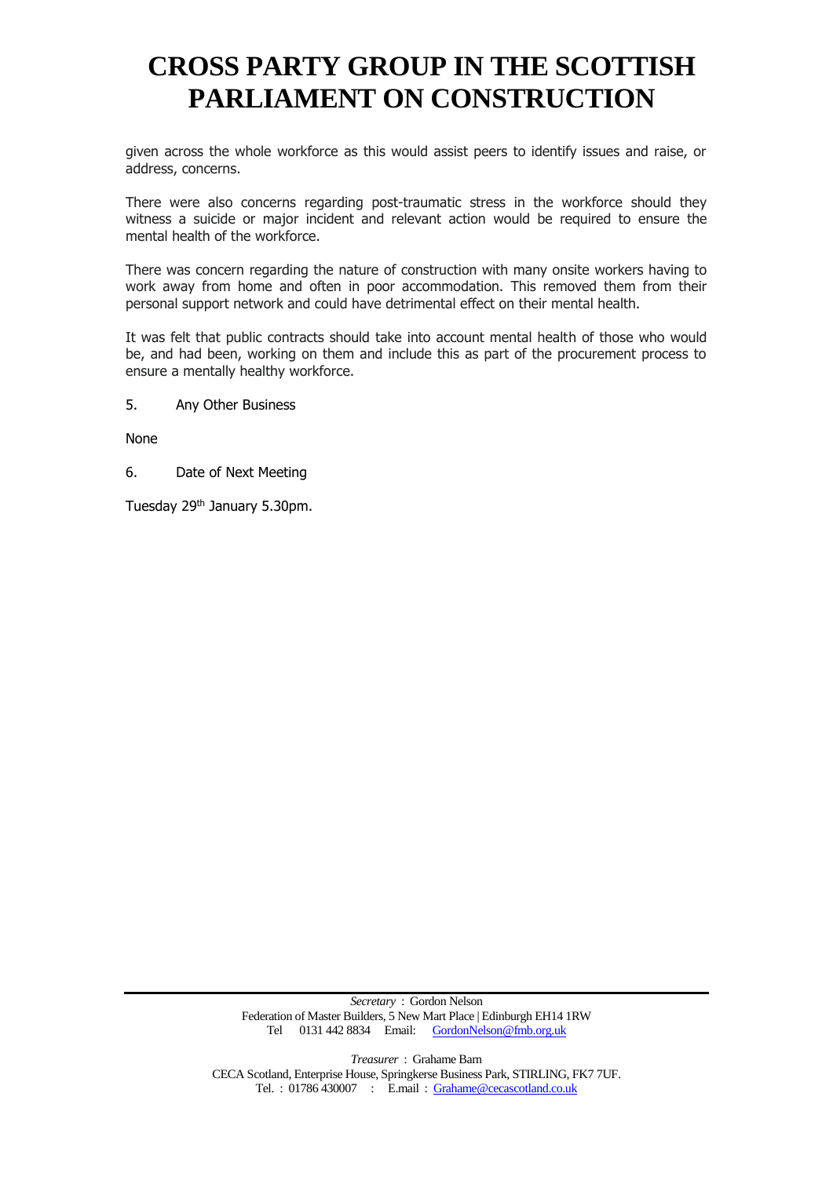given across the whole workforce as this would assist peers to identify issues and raise, or address, concerns.

There were also concerns regarding post-traumatic stress in the workforce should they witness a suicide or major incident and relevant action would be required to ensure the mental health of the workforce.

There was concern regarding the nature of construction with many onsite workers having to work away from home and often in poor accommodation. This removed them from their personal support network and could have detrimental effect on their mental health.

It was felt that public contracts should take into account mental health of those who would be, and had been, working on them and include this as part of the procurement process to ensure a mentally healthy workforce.

5. Any Other Business

None

6. Date of Next Meeting

Tuesday 29th January 5.30pm.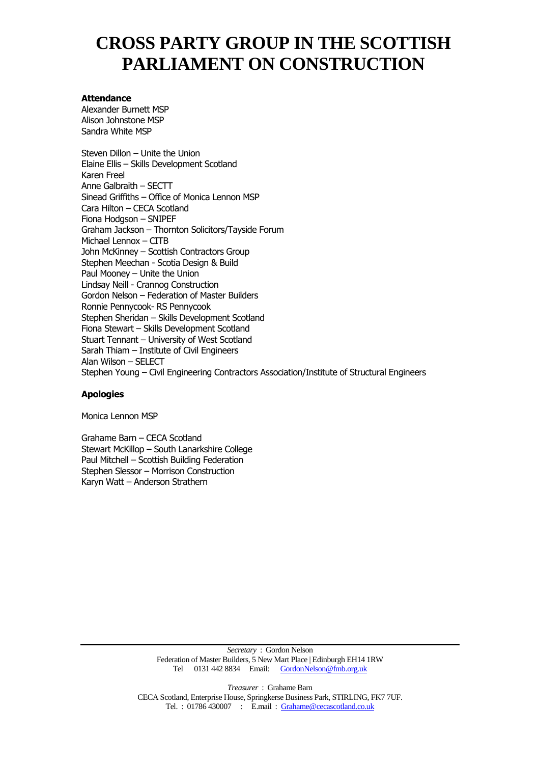# CROSS PARTY GROUP IN THE SCOTTISH PARLIAMENT ON CONSTRUCTION

**Attendance**

Alexander Burnett MSP
Alison Johnstone MSP
Sandra White MSP

Steven Dillon – Unite the Union
Elaine Ellis – Skills Development Scotland
Karen Freel
Anne Galbraith – SECTT
Sinead Griffiths – Office of Monica Lennon MSP
Cara Hilton – CECA Scotland
Fiona Hodgson – SNIPEF
Graham Jackson – Thornton Solicitors/Tayside Forum
Michael Lennox – CITB
John McKinney – Scottish Contractors Group
Stephen Meechan - Scotia Design & Build
Paul Mooney – Unite the Union
Lindsay Neill - Crannog Construction
Gordon Nelson – Federation of Master Builders
Ronnie Pennycook- RS Pennycook
Stephen Sheridan – Skills Development Scotland
Fiona Stewart – Skills Development Scotland
Stuart Tennant – University of West Scotland
Sarah Thiam – Institute of Civil Engineers
Alan Wilson – SELECT
Stephen Young – Civil Engineering Contractors Association/Institute of Structural Engineers

**Apologies**

Monica Lennon MSP

Grahame Barn – CECA Scotland
Stewart McKillop – South Lanarkshire College
Paul Mitchell – Scottish Building Federation
Stephen Slessor – Morrison Construction
Karyn Watt – Anderson Strathern

*Secretary* : Gordon Nelson
Federation of Master Builders, 5 New Mart Place | Edinburgh EH14 1RW
Tel 0131 442 8834 Email: GordonNelson@fmb.org.uk

*Treasurer* : Grahame Barn
CECA Scotland, Enterprise House, Springkerse Business Park, STIRLING, FK7 7UF.
Tel. : 01786 430007 : E.mail : Grahame@cecascotland.co.uk